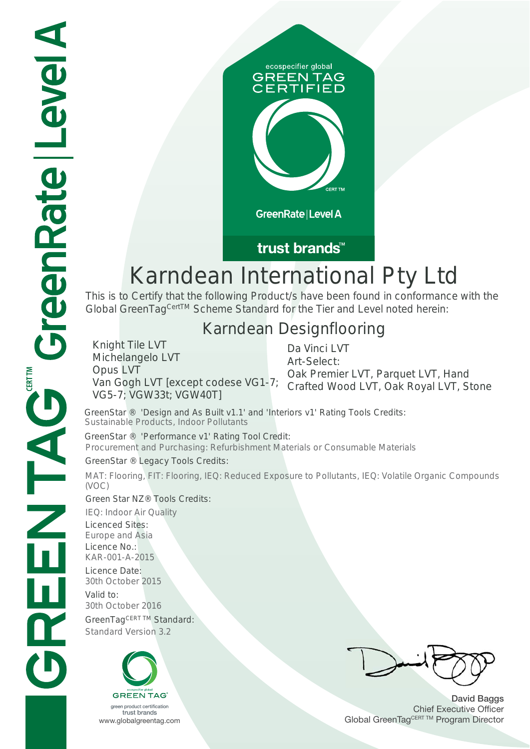GREENTAG CERT TM GreenRate | Level A

ecospecifier global
GREEN TAG
CERTIFIED
CERT TM
GreenRate | Level A
trust brands™

# Karndean International Pty Ltd

This is to Certify that the following Product/s have been found in conformance with the Global GreenTag CertTM Scheme Standard for the Tier and Level noted herein:

## Karndean Designflooring

Knight Tile LVT
Michelangelo LVT
Opus LVT
Van Gogh LVT [except codese VG1-7; VG5-7; VGW33t; VGW40T]

Da Vinci LVT
Art-Select:
Oak Premier LVT, Parquet LVT, Hand Crafted Wood LVT, Oak Royal LVT, Stone

GreenStar ® 'Design and As Built v1.1' and 'Interiors v1' Rating Tools Credits:
Sustainable Products, Indoor Pollutants

GreenStar ® 'Performance v1' Rating Tool Credit:
Procurement and Purchasing: Refurbishment Materials or Consumable Materials

GreenStar ® Legacy Tools Credits:
MAT: Flooring, FIT: Flooring, IEQ: Reduced Exposure to Pollutants, IEQ: Volatile Organic Compounds (VOC)

Green Star NZ® Tools Credits:
IEQ: Indoor Air Quality

Licenced Sites:
Europe and Asia

Licence No.:
KAR-001-A-2015

Licence Date:
30th October 2015

Valid to:
30th October 2016

GreenTag CERT TM Standard:
Standard Version 3.2

ecospecifier global
GREEN TAG®
green product certification
trust brands
www.globalgreentag.com

David Baggs
Chief Executive Officer
Global GreenTag CERT TM Program Director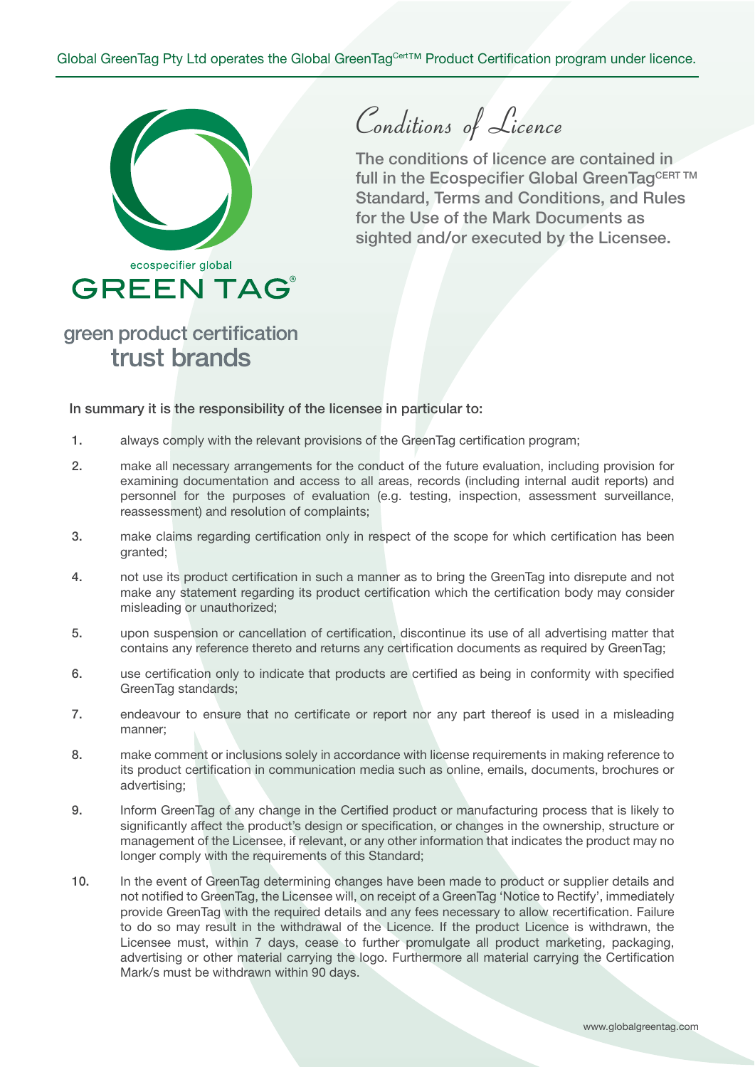Global GreenTag Pty Ltd operates the Global GreenTag[Cert™] Product Certification program under licence.

ecospecifier global

GREEN TAG®

green product certification

trust brands

# Conditions of Licence

**The conditions of licence are contained in full in the Ecospecifier Global GreenTag[CERT TM] Standard, Terms and Conditions, and Rules for the Use of the Mark Documents as sighted and/or executed by the Licensee.**

In summary it is the responsibility of the licensee in particular to:

1. always comply with the relevant provisions of the GreenTag certification program;
2. make all necessary arrangements for the conduct of the future evaluation, including provision for examining documentation and access to all areas, records (including internal audit reports) and personnel for the purposes of evaluation (e.g. testing, inspection, assessment surveillance, reassessment) and resolution of complaints;
3. make claims regarding certification only in respect of the scope for which certification has been granted;
4. not use its product certification in such a manner as to bring the GreenTag into disrepute and not make any statement regarding its product certification which the certification body may consider misleading or unauthorized;
5. upon suspension or cancellation of certification, discontinue its use of all advertising matter that contains any reference thereto and returns any certification documents as required by GreenTag;
6. use certification only to indicate that products are certified as being in conformity with specified GreenTag standards;
7. endeavour to ensure that no certificate or report nor any part thereof is used in a misleading manner;
8. make comment or inclusions solely in accordance with license requirements in making reference to its product certification in communication media such as online, emails, documents, brochures or advertising;
9. Inform GreenTag of any change in the Certified product or manufacturing process that is likely to significantly affect the product's design or specification, or changes in the ownership, structure or management of the Licensee, if relevant, or any other information that indicates the product may no longer comply with the requirements of this Standard;
10. In the event of GreenTag determining changes have been made to product or supplier details and not notified to GreenTag, the Licensee will, on receipt of a GreenTag 'Notice to Rectify', immediately provide GreenTag with the required details and any fees necessary to allow recertification. Failure to do so may result in the withdrawal of the Licence. If the product Licence is withdrawn, the Licensee must, within 7 days, cease to further promulgate all product marketing, packaging, advertising or other material carrying the logo. Furthermore all material carrying the Certification Mark/s must be withdrawn within 90 days.

www.globalgreentag.com